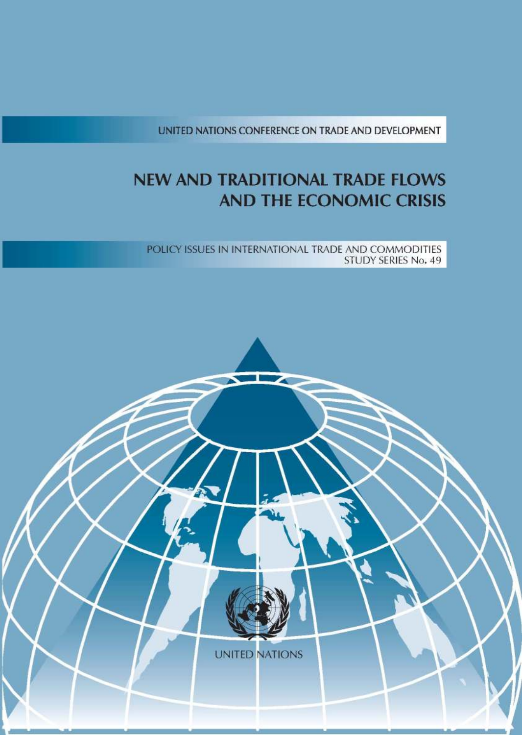UNITED NATIONS CONFERENCE ON TRADE AND DEVELOPMENT

# NEW AND TRADITIONAL TRADE FLOWS AND THE ECONOMIC CRISIS

POLICY ISSUES IN INTERNATIONAL TRADE AND COMMODITIES
STUDY SERIES No. 49

UNITED NATIONS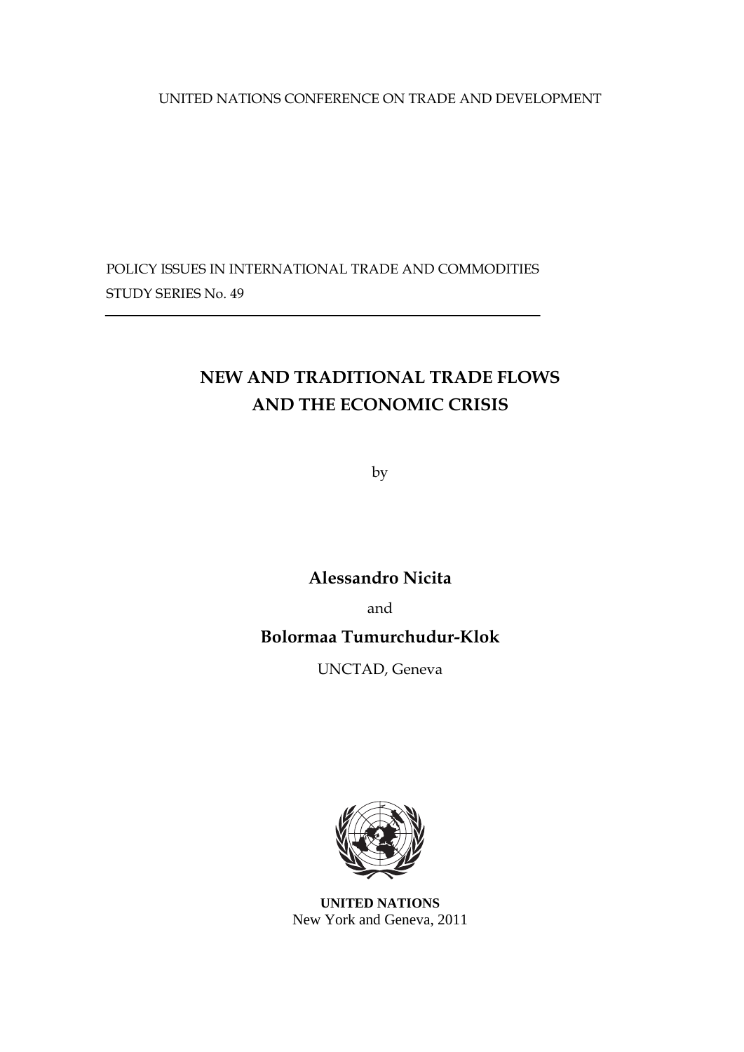UNITED NATIONS CONFERENCE ON TRADE AND DEVELOPMENT

POLICY ISSUES IN INTERNATIONAL TRADE AND COMMODITIES
STUDY SERIES No. 49

# NEW AND TRADITIONAL TRADE FLOWS AND THE ECONOMIC CRISIS

by

**Alessandro Nicita**

and

**Bolormaa Tumurchudur-Klok**

UNCTAD, Geneva

**UNITED NATIONS**
New York and Geneva, 2011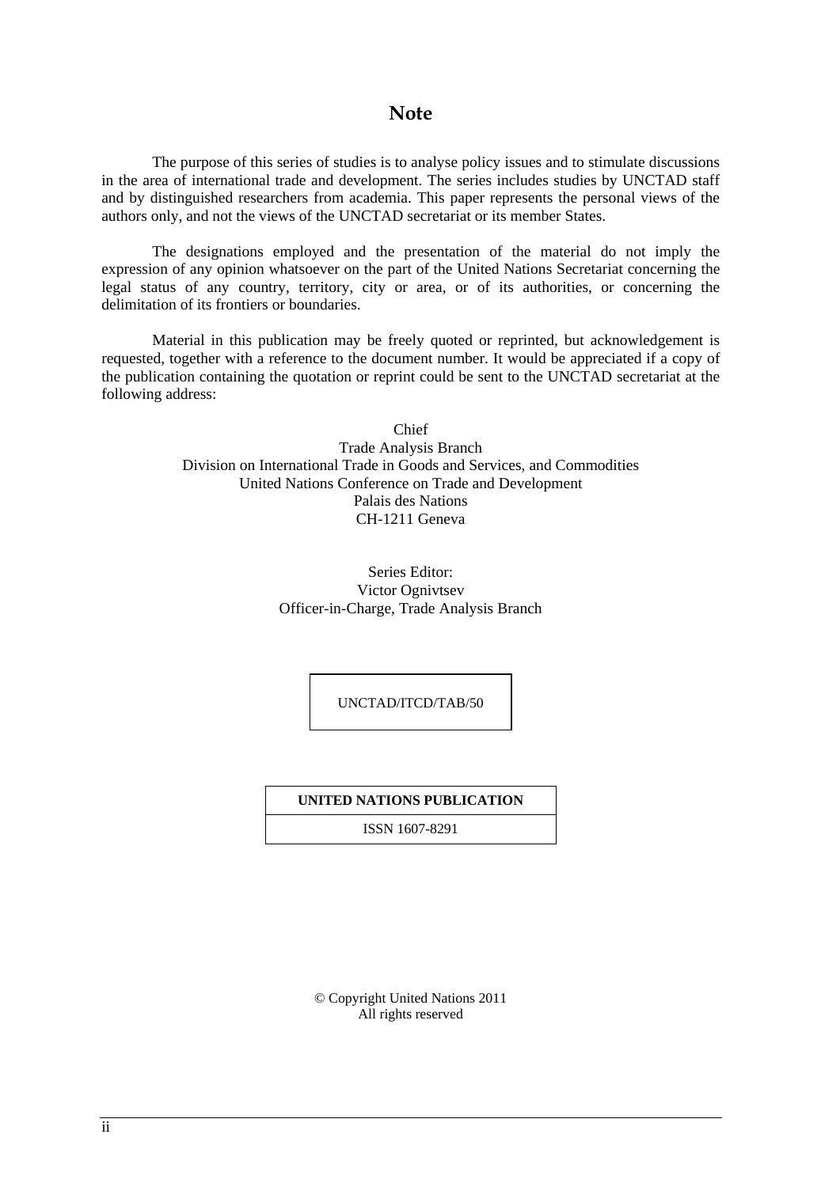# Note

The purpose of this series of studies is to analyse policy issues and to stimulate discussions in the area of international trade and development. The series includes studies by UNCTAD staff and by distinguished researchers from academia. This paper represents the personal views of the authors only, and not the views of the UNCTAD secretariat or its member States.

The designations employed and the presentation of the material do not imply the expression of any opinion whatsoever on the part of the United Nations Secretariat concerning the legal status of any country, territory, city or area, or of its authorities, or concerning the delimitation of its frontiers or boundaries.

Material in this publication may be freely quoted or reprinted, but acknowledgement is requested, together with a reference to the document number. It would be appreciated if a copy of the publication containing the quotation or reprint could be sent to the UNCTAD secretariat at the following address:

Chief
Trade Analysis Branch
Division on International Trade in Goods and Services, and Commodities
United Nations Conference on Trade and Development
Palais des Nations
CH-1211 Geneva

Series Editor:
Victor Ognivtsev
Officer-in-Charge, Trade Analysis Branch

UNCTAD/ITCD/TAB/50

**UNITED NATIONS PUBLICATION**

ISSN 1607-8291

© Copyright United Nations 2011
All rights reserved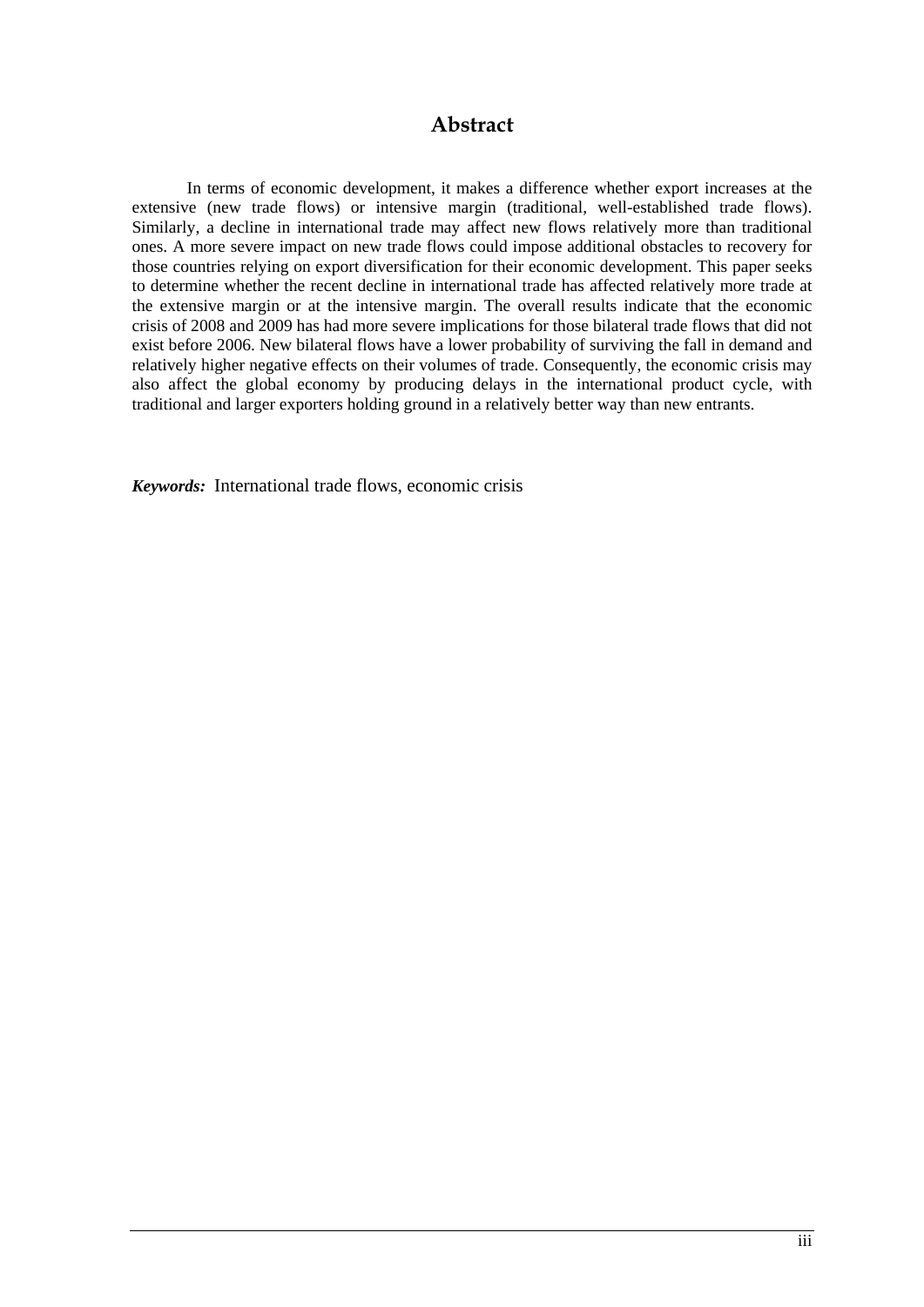## Abstract

In terms of economic development, it makes a difference whether export increases at the extensive (new trade flows) or intensive margin (traditional, well-established trade flows). Similarly, a decline in international trade may affect new flows relatively more than traditional ones. A more severe impact on new trade flows could impose additional obstacles to recovery for those countries relying on export diversification for their economic development. This paper seeks to determine whether the recent decline in international trade has affected relatively more trade at the extensive margin or at the intensive margin. The overall results indicate that the economic crisis of 2008 and 2009 has had more severe implications for those bilateral trade flows that did not exist before 2006. New bilateral flows have a lower probability of surviving the fall in demand and relatively higher negative effects on their volumes of trade. Consequently, the economic crisis may also affect the global economy by producing delays in the international product cycle, with traditional and larger exporters holding ground in a relatively better way than new entrants.

***Keywords:*** International trade flows, economic crisis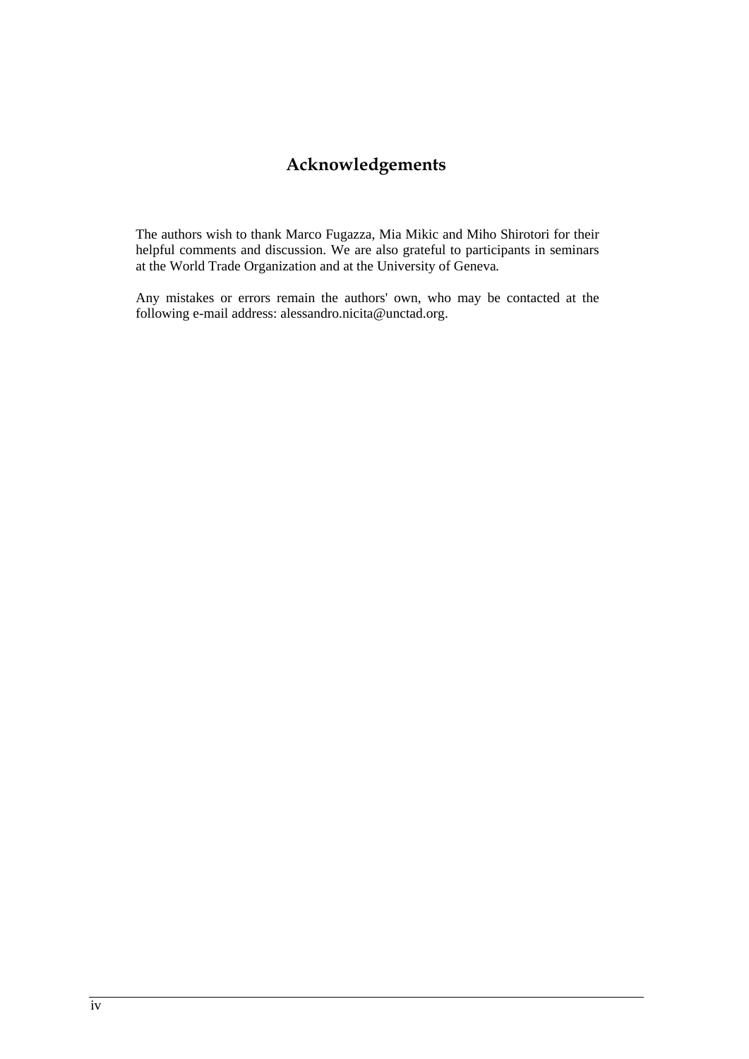# Acknowledgements

The authors wish to thank Marco Fugazza, Mia Mikic and Miho Shirotori for their helpful comments and discussion. We are also grateful to participants in seminars at the World Trade Organization and at the University of Geneva.

Any mistakes or errors remain the authors' own, who may be contacted at the following e-mail address: alessandro.nicita@unctad.org.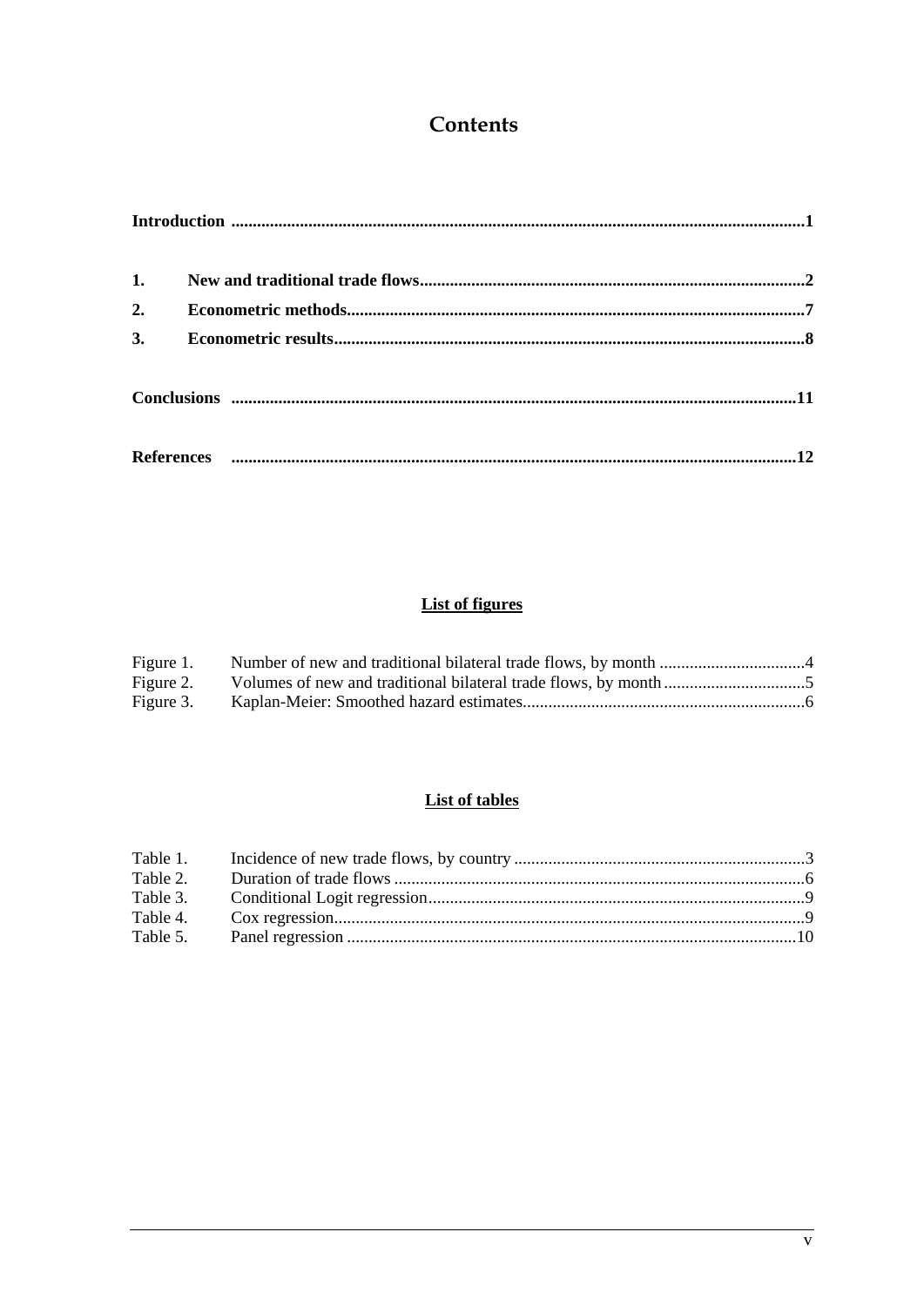# Contents

| | | |
|---|---|---|
| **Introduction** | | **1** |
| **1.** | **New and traditional trade flows** | **2** |
| **2.** | **Econometric methods** | **7** |
| **3.** | **Econometric results** | **8** |
| **Conclusions** | | **11** |
| **References** | | **12** |

## List of figures

| | | |
|---|---|---|
| Figure 1. | Number of new and traditional bilateral trade flows, by month | 4 |
| Figure 2. | Volumes of new and traditional bilateral trade flows, by month | 5 |
| Figure 3. | Kaplan-Meier: Smoothed hazard estimates | 6 |

## List of tables

| | | |
|---|---|---|
| Table 1. | Incidence of new trade flows, by country | 3 |
| Table 2. | Duration of trade flows | 6 |
| Table 3. | Conditional Logit regression | 9 |
| Table 4. | Cox regression | 9 |
| Table 5. | Panel regression | 10 |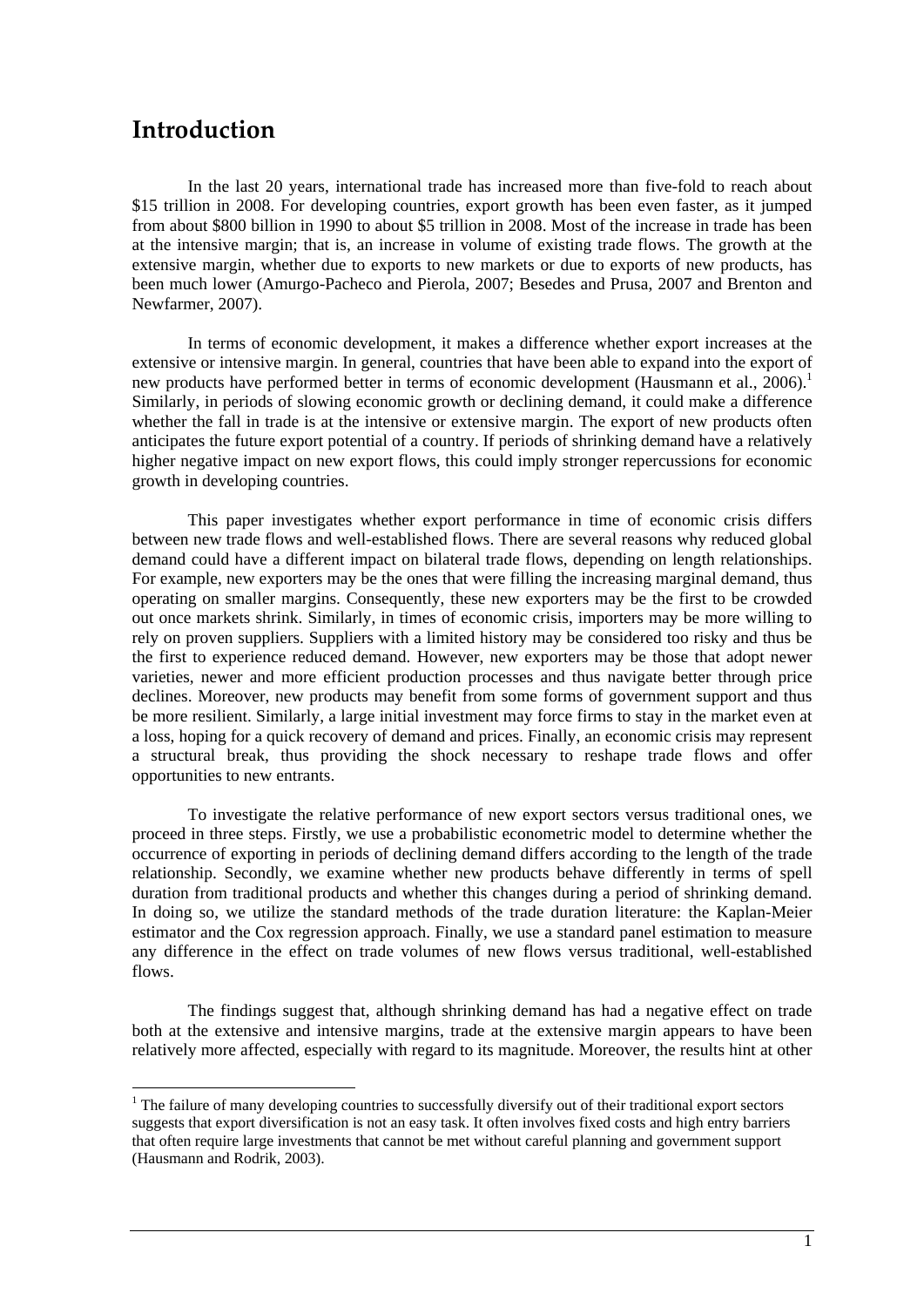# Introduction

In the last 20 years, international trade has increased more than five-fold to reach about \$15 trillion in 2008. For developing countries, export growth has been even faster, as it jumped from about \$800 billion in 1990 to about \$5 trillion in 2008. Most of the increase in trade has been at the intensive margin; that is, an increase in volume of existing trade flows. The growth at the extensive margin, whether due to exports to new markets or due to exports of new products, has been much lower (Amurgo-Pacheco and Pierola, 2007; Besedes and Prusa, 2007 and Brenton and Newfarmer, 2007).

In terms of economic development, it makes a difference whether export increases at the extensive or intensive margin. In general, countries that have been able to expand into the export of new products have performed better in terms of economic development (Hausmann et al., 2006).[1] Similarly, in periods of slowing economic growth or declining demand, it could make a difference whether the fall in trade is at the intensive or extensive margin. The export of new products often anticipates the future export potential of a country. If periods of shrinking demand have a relatively higher negative impact on new export flows, this could imply stronger repercussions for economic growth in developing countries.

This paper investigates whether export performance in time of economic crisis differs between new trade flows and well-established flows. There are several reasons why reduced global demand could have a different impact on bilateral trade flows, depending on length relationships. For example, new exporters may be the ones that were filling the increasing marginal demand, thus operating on smaller margins. Consequently, these new exporters may be the first to be crowded out once markets shrink. Similarly, in times of economic crisis, importers may be more willing to rely on proven suppliers. Suppliers with a limited history may be considered too risky and thus be the first to experience reduced demand. However, new exporters may be those that adopt newer varieties, newer and more efficient production processes and thus navigate better through price declines. Moreover, new products may benefit from some forms of government support and thus be more resilient. Similarly, a large initial investment may force firms to stay in the market even at a loss, hoping for a quick recovery of demand and prices. Finally, an economic crisis may represent a structural break, thus providing the shock necessary to reshape trade flows and offer opportunities to new entrants.

To investigate the relative performance of new export sectors versus traditional ones, we proceed in three steps. Firstly, we use a probabilistic econometric model to determine whether the occurrence of exporting in periods of declining demand differs according to the length of the trade relationship. Secondly, we examine whether new products behave differently in terms of spell duration from traditional products and whether this changes during a period of shrinking demand. In doing so, we utilize the standard methods of the trade duration literature: the Kaplan-Meier estimator and the Cox regression approach. Finally, we use a standard panel estimation to measure any difference in the effect on trade volumes of new flows versus traditional, well-established flows.

The findings suggest that, although shrinking demand has had a negative effect on trade both at the extensive and intensive margins, trade at the extensive margin appears to have been relatively more affected, especially with regard to its magnitude. Moreover, the results hint at other

[1] The failure of many developing countries to successfully diversify out of their traditional export sectors suggests that export diversification is not an easy task. It often involves fixed costs and high entry barriers that often require large investments that cannot be met without careful planning and government support (Hausmann and Rodrik, 2003).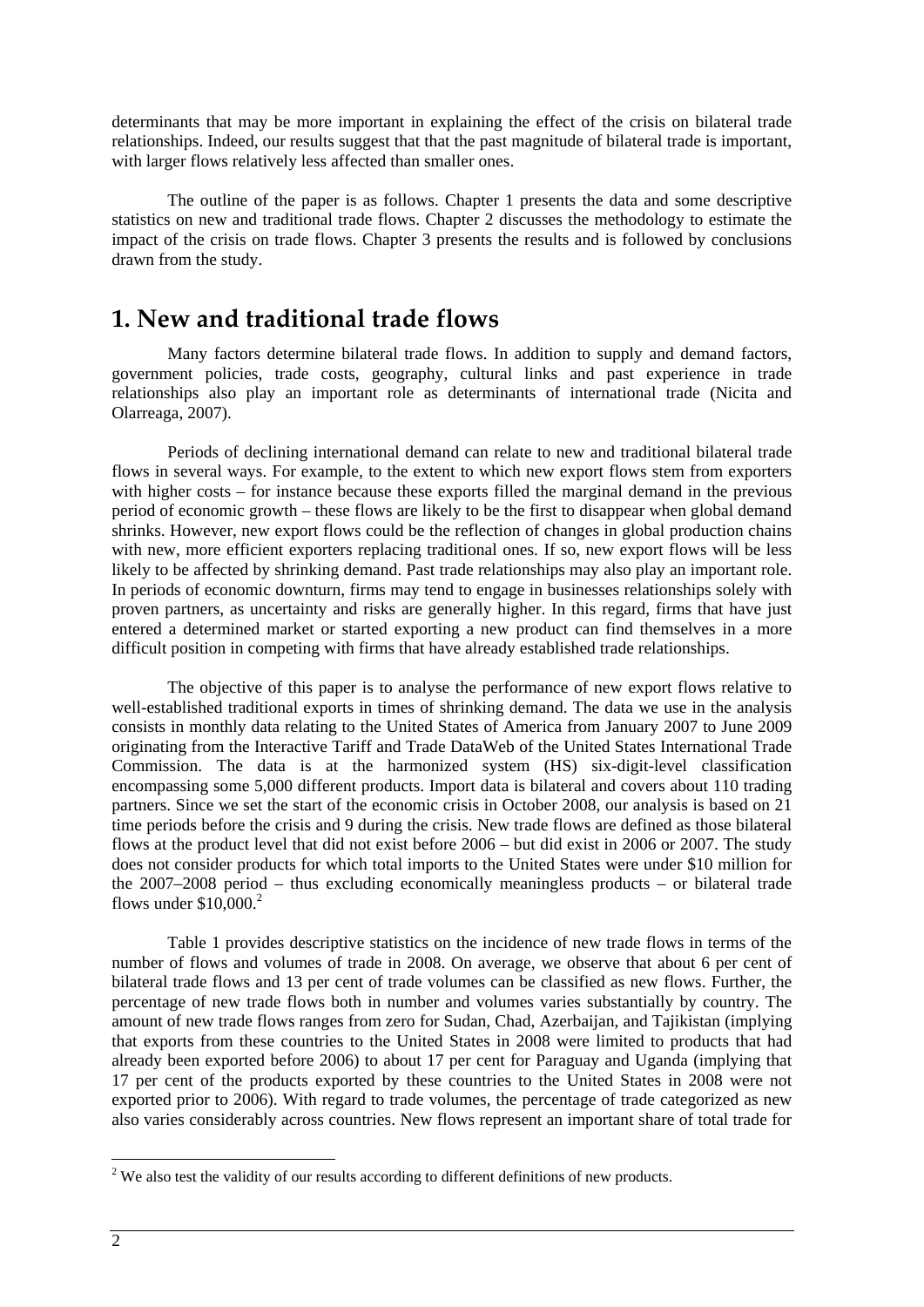determinants that may be more important in explaining the effect of the crisis on bilateral trade relationships. Indeed, our results suggest that that the past magnitude of bilateral trade is important, with larger flows relatively less affected than smaller ones.

The outline of the paper is as follows. Chapter 1 presents the data and some descriptive statistics on new and traditional trade flows. Chapter 2 discusses the methodology to estimate the impact of the crisis on trade flows. Chapter 3 presents the results and is followed by conclusions drawn from the study.

# 1. New and traditional trade flows

Many factors determine bilateral trade flows. In addition to supply and demand factors, government policies, trade costs, geography, cultural links and past experience in trade relationships also play an important role as determinants of international trade (Nicita and Olarreaga, 2007).

Periods of declining international demand can relate to new and traditional bilateral trade flows in several ways. For example, to the extent to which new export flows stem from exporters with higher costs – for instance because these exports filled the marginal demand in the previous period of economic growth – these flows are likely to be the first to disappear when global demand shrinks. However, new export flows could be the reflection of changes in global production chains with new, more efficient exporters replacing traditional ones. If so, new export flows will be less likely to be affected by shrinking demand. Past trade relationships may also play an important role. In periods of economic downturn, firms may tend to engage in businesses relationships solely with proven partners, as uncertainty and risks are generally higher. In this regard, firms that have just entered a determined market or started exporting a new product can find themselves in a more difficult position in competing with firms that have already established trade relationships.

The objective of this paper is to analyse the performance of new export flows relative to well-established traditional exports in times of shrinking demand. The data we use in the analysis consists in monthly data relating to the United States of America from January 2007 to June 2009 originating from the Interactive Tariff and Trade DataWeb of the United States International Trade Commission. The data is at the harmonized system (HS) six-digit-level classification encompassing some 5,000 different products. Import data is bilateral and covers about 110 trading partners. Since we set the start of the economic crisis in October 2008, our analysis is based on 21 time periods before the crisis and 9 during the crisis. New trade flows are defined as those bilateral flows at the product level that did not exist before 2006 – but did exist in 2006 or 2007. The study does not consider products for which total imports to the United States were under \$10 million for the 2007–2008 period – thus excluding economically meaningless products – or bilateral trade flows under \$10,000.[2]

Table 1 provides descriptive statistics on the incidence of new trade flows in terms of the number of flows and volumes of trade in 2008. On average, we observe that about 6 per cent of bilateral trade flows and 13 per cent of trade volumes can be classified as new flows. Further, the percentage of new trade flows both in number and volumes varies substantially by country. The amount of new trade flows ranges from zero for Sudan, Chad, Azerbaijan, and Tajikistan (implying that exports from these countries to the United States in 2008 were limited to products that had already been exported before 2006) to about 17 per cent for Paraguay and Uganda (implying that 17 per cent of the products exported by these countries to the United States in 2008 were not exported prior to 2006). With regard to trade volumes, the percentage of trade categorized as new also varies considerably across countries. New flows represent an important share of total trade for

[2] We also test the validity of our results according to different definitions of new products.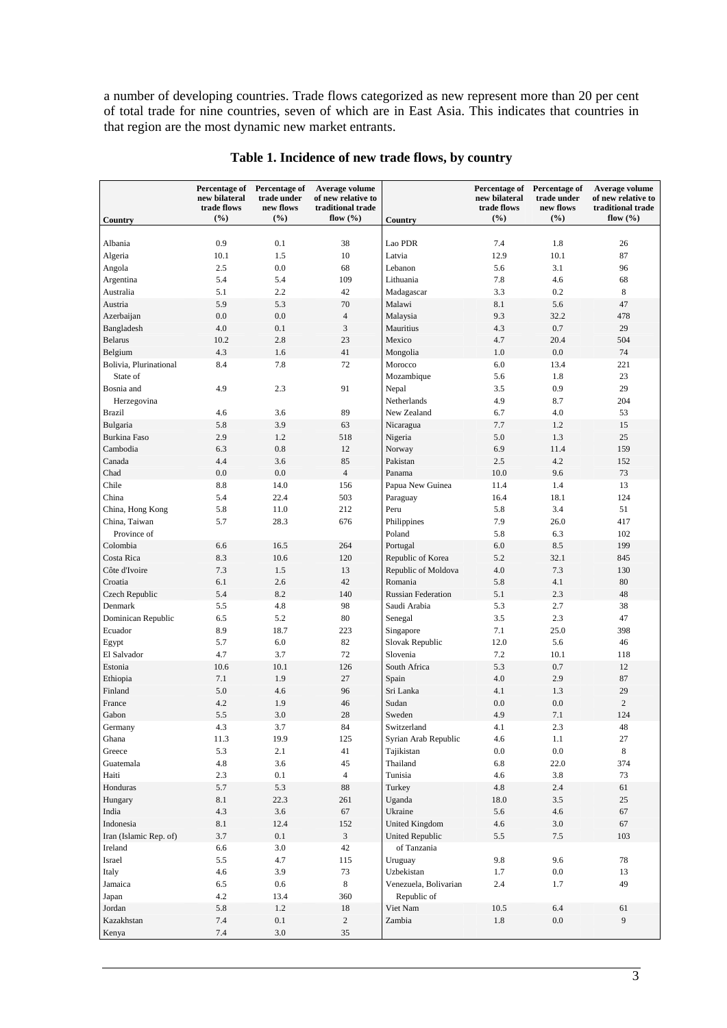a number of developing countries. Trade flows categorized as new represent more than 20 per cent of total trade for nine countries, seven of which are in East Asia. This indicates that countries in that region are the most dynamic new market entrants.

**Table 1. Incidence of new trade flows, by country**

| Country | Percentage of new bilateral trade flows (%) | Percentage of trade under new flows (%) | Average volume of new relative to traditional trade flow (%) | Country | Percentage of new bilateral trade flows (%) | Percentage of trade under new flows (%) | Average volume of new relative to traditional trade flow (%) |
|---|---|---|---|---|---|---|---|
| Albania | 0.9 | 0.1 | 38 | Lao PDR | 7.4 | 1.8 | 26 |
| Algeria | 10.1 | 1.5 | 10 | Latvia | 12.9 | 10.1 | 87 |
| Angola | 2.5 | 0.0 | 68 | Lebanon | 5.6 | 3.1 | 96 |
| Argentina | 5.4 | 5.4 | 109 | Lithuania | 7.8 | 4.6 | 68 |
| Australia | 5.1 | 2.2 | 42 | Madagascar | 3.3 | 0.2 | 8 |
| Austria | 5.9 | 5.3 | 70 | Malawi | 8.1 | 5.6 | 47 |
| Azerbaijan | 0.0 | 0.0 | 4 | Malaysia | 9.3 | 32.2 | 478 |
| Bangladesh | 4.0 | 0.1 | 3 | Mauritius | 4.3 | 0.7 | 29 |
| Belarus | 10.2 | 2.8 | 23 | Mexico | 4.7 | 20.4 | 504 |
| Belgium | 4.3 | 1.6 | 41 | Mongolia | 1.0 | 0.0 | 74 |
| Bolivia, Plurinational State of | 8.4 | 7.8 | 72 | Morocco | 6.0 | 13.4 | 221 |
| | | | | Mozambique | 5.6 | 1.8 | 23 |
| Bosnia and Herzegovina | 4.9 | 2.3 | 91 | Nepal | 3.5 | 0.9 | 29 |
| | | | | Netherlands | 4.9 | 8.7 | 204 |
| Brazil | 4.6 | 3.6 | 89 | New Zealand | 6.7 | 4.0 | 53 |
| Bulgaria | 5.8 | 3.9 | 63 | Nicaragua | 7.7 | 1.2 | 15 |
| Burkina Faso | 2.9 | 1.2 | 518 | Nigeria | 5.0 | 1.3 | 25 |
| Cambodia | 6.3 | 0.8 | 12 | Norway | 6.9 | 11.4 | 159 |
| Canada | 4.4 | 3.6 | 85 | Pakistan | 2.5 | 4.2 | 152 |
| Chad | 0.0 | 0.0 | 4 | Panama | 10.0 | 9.6 | 73 |
| Chile | 8.8 | 14.0 | 156 | Papua New Guinea | 11.4 | 1.4 | 13 |
| China | 5.4 | 22.4 | 503 | Paraguay | 16.4 | 18.1 | 124 |
| China, Hong Kong | 5.8 | 11.0 | 212 | Peru | 5.8 | 3.4 | 51 |
| China, Taiwan Province of | 5.7 | 28.3 | 676 | Philippines | 7.9 | 26.0 | 417 |
| | | | | Poland | 5.8 | 6.3 | 102 |
| Colombia | 6.6 | 16.5 | 264 | Portugal | 6.0 | 8.5 | 199 |
| Costa Rica | 8.3 | 10.6 | 120 | Republic of Korea | 5.2 | 32.1 | 845 |
| Côte d'Ivoire | 7.3 | 1.5 | 13 | Republic of Moldova | 4.0 | 7.3 | 130 |
| Croatia | 6.1 | 2.6 | 42 | Romania | 5.8 | 4.1 | 80 |
| Czech Republic | 5.4 | 8.2 | 140 | Russian Federation | 5.1 | 2.3 | 48 |
| Denmark | 5.5 | 4.8 | 98 | Saudi Arabia | 5.3 | 2.7 | 38 |
| Dominican Republic | 6.5 | 5.2 | 80 | Senegal | 3.5 | 2.3 | 47 |
| Ecuador | 8.9 | 18.7 | 223 | Singapore | 7.1 | 25.0 | 398 |
| Egypt | 5.7 | 6.0 | 82 | Slovak Republic | 12.0 | 5.6 | 46 |
| El Salvador | 4.7 | 3.7 | 72 | Slovenia | 7.2 | 10.1 | 118 |
| Estonia | 10.6 | 10.1 | 126 | South Africa | 5.3 | 0.7 | 12 |
| Ethiopia | 7.1 | 1.9 | 27 | Spain | 4.0 | 2.9 | 87 |
| Finland | 5.0 | 4.6 | 96 | Sri Lanka | 4.1 | 1.3 | 29 |
| France | 4.2 | 1.9 | 46 | Sudan | 0.0 | 0.0 | 2 |
| Gabon | 5.5 | 3.0 | 28 | Sweden | 4.9 | 7.1 | 124 |
| Germany | 4.3 | 3.7 | 84 | Switzerland | 4.1 | 2.3 | 48 |
| Ghana | 11.3 | 19.9 | 125 | Syrian Arab Republic | 4.6 | 1.1 | 27 |
| Greece | 5.3 | 2.1 | 41 | Tajikistan | 0.0 | 0.0 | 8 |
| Guatemala | 4.8 | 3.6 | 45 | Thailand | 6.8 | 22.0 | 374 |
| Haiti | 2.3 | 0.1 | 4 | Tunisia | 4.6 | 3.8 | 73 |
| Honduras | 5.7 | 5.3 | 88 | Turkey | 4.8 | 2.4 | 61 |
| Hungary | 8.1 | 22.3 | 261 | Uganda | 18.0 | 3.5 | 25 |
| India | 4.3 | 3.6 | 67 | Ukraine | 5.6 | 4.6 | 67 |
| Indonesia | 8.1 | 12.4 | 152 | United Kingdom | 4.6 | 3.0 | 67 |
| Iran (Islamic Rep. of) | 3.7 | 0.1 | 3 | United Republic of Tanzania | 5.5 | 7.5 | 103 |
| Ireland | 6.6 | 3.0 | 42 | | | | |
| Israel | 5.5 | 4.7 | 115 | Uruguay | 9.8 | 9.6 | 78 |
| Italy | 4.6 | 3.9 | 73 | Uzbekistan | 1.7 | 0.0 | 13 |
| Jamaica | 6.5 | 0.6 | 8 | Venezuela, Bolivarian Republic of | 2.4 | 1.7 | 49 |
| Japan | 4.2 | 13.4 | 360 | | | | |
| Jordan | 5.8 | 1.2 | 18 | Viet Nam | 10.5 | 6.4 | 61 |
| Kazakhstan | 7.4 | 0.1 | 2 | Zambia | 1.8 | 0.0 | 9 |
| Kenya | 7.4 | 3.0 | 35 | | | | |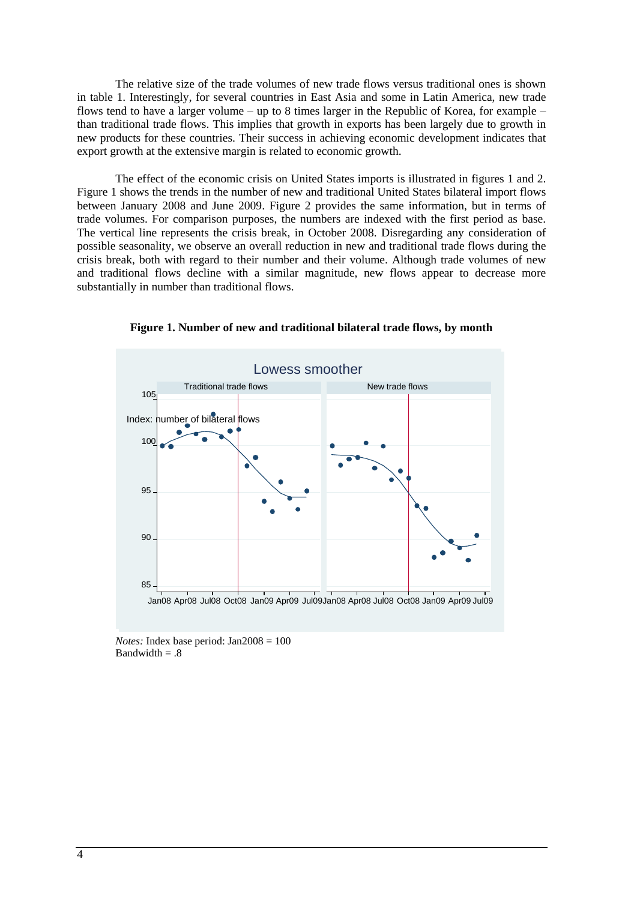The relative size of the trade volumes of new trade flows versus traditional ones is shown in table 1. Interestingly, for several countries in East Asia and some in Latin America, new trade flows tend to have a larger volume – up to 8 times larger in the Republic of Korea, for example – than traditional trade flows. This implies that growth in exports has been largely due to growth in new products for these countries. Their success in achieving economic development indicates that export growth at the extensive margin is related to economic growth.

The effect of the economic crisis on United States imports is illustrated in figures 1 and 2. Figure 1 shows the trends in the number of new and traditional United States bilateral import flows between January 2008 and June 2009. Figure 2 provides the same information, but in terms of trade volumes. For comparison purposes, the numbers are indexed with the first period as base. The vertical line represents the crisis break, in October 2008. Disregarding any consideration of possible seasonality, we observe an overall reduction in new and traditional trade flows during the crisis break, both with regard to their number and their volume. Although trade volumes of new and traditional flows decline with a similar magnitude, new flows appear to decrease more substantially in number than traditional flows.

**Figure 1. Number of new and traditional bilateral trade flows, by month**

*Notes:* Index base period: Jan2008 = 100
Bandwidth = .8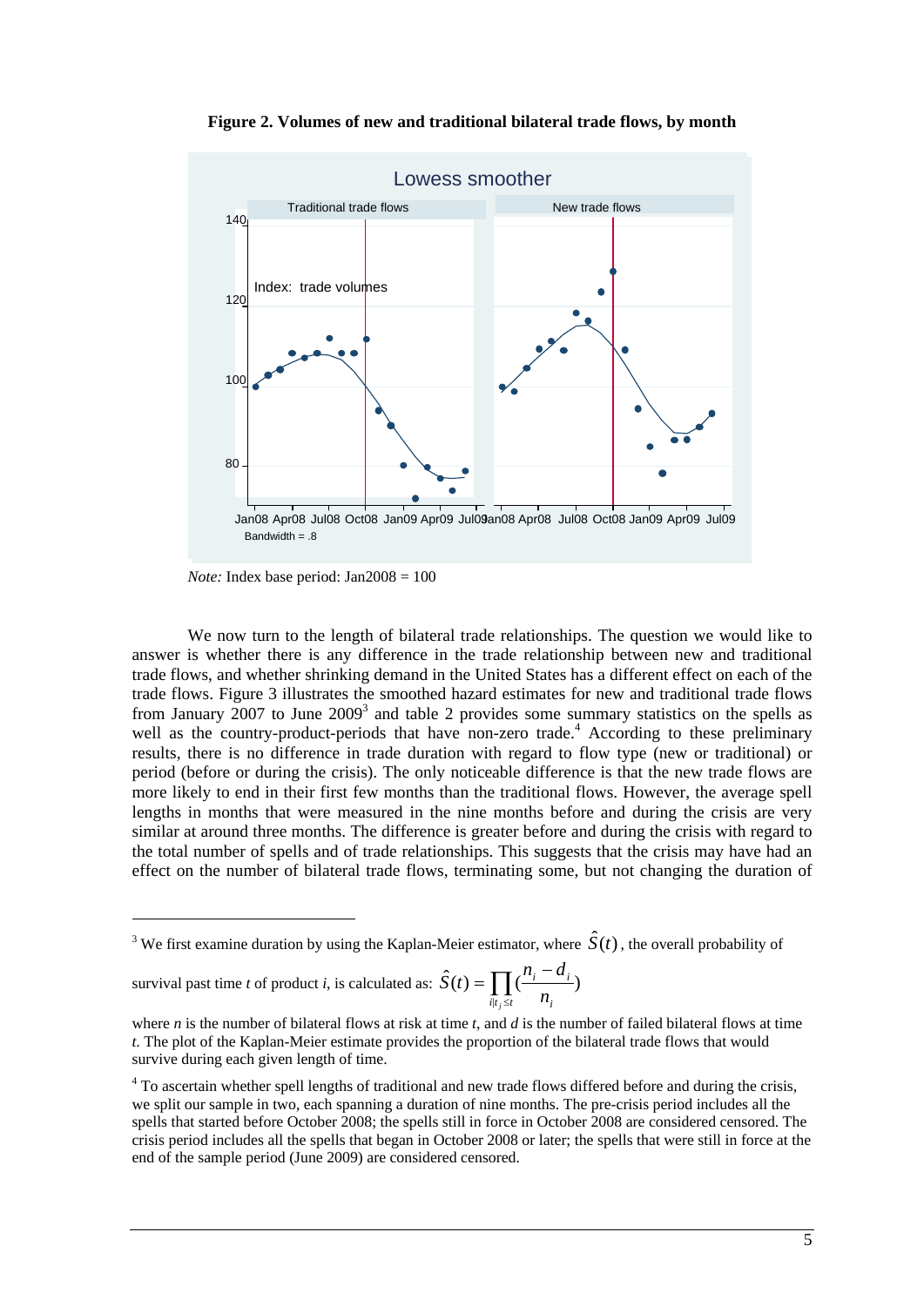**Figure 2. Volumes of new and traditional bilateral trade flows, by month**

*Note:* Index base period: Jan2008 = 100

We now turn to the length of bilateral trade relationships. The question we would like to answer is whether there is any difference in the trade relationship between new and traditional trade flows, and whether shrinking demand in the United States has a different effect on each of the trade flows. Figure 3 illustrates the smoothed hazard estimates for new and traditional trade flows from January 2007 to June 2009[3] and table 2 provides some summary statistics on the spells as well as the country-product-periods that have non-zero trade.[4] According to these preliminary results, there is no difference in trade duration with regard to flow type (new or traditional) or period (before or during the crisis). The only noticeable difference is that the new trade flows are more likely to end in their first few months than the traditional flows. However, the average spell lengths in months that were measured in the nine months before and during the crisis are very similar at around three months. The difference is greater before and during the crisis with regard to the total number of spells and of trade relationships. This suggests that the crisis may have had an effect on the number of bilateral trade flows, terminating some, but not changing the duration of

[3] We first examine duration by using the Kaplan-Meier estimator, where $\hat{S}(t)$, the overall probability of survival past time *t* of product *i*, is calculated as: $\hat{S}(t) = \prod_{i|t_j \leq t} (\frac{n_i - d_i}{n_i})$

where *n* is the number of bilateral flows at risk at time *t*, and *d* is the number of failed bilateral flows at time *t.* The plot of the Kaplan-Meier estimate provides the proportion of the bilateral trade flows that would survive during each given length of time.

[4] To ascertain whether spell lengths of traditional and new trade flows differed before and during the crisis, we split our sample in two, each spanning a duration of nine months. The pre-crisis period includes all the spells that started before October 2008; the spells still in force in October 2008 are considered censored. The crisis period includes all the spells that began in October 2008 or later; the spells that were still in force at the end of the sample period (June 2009) are considered censored.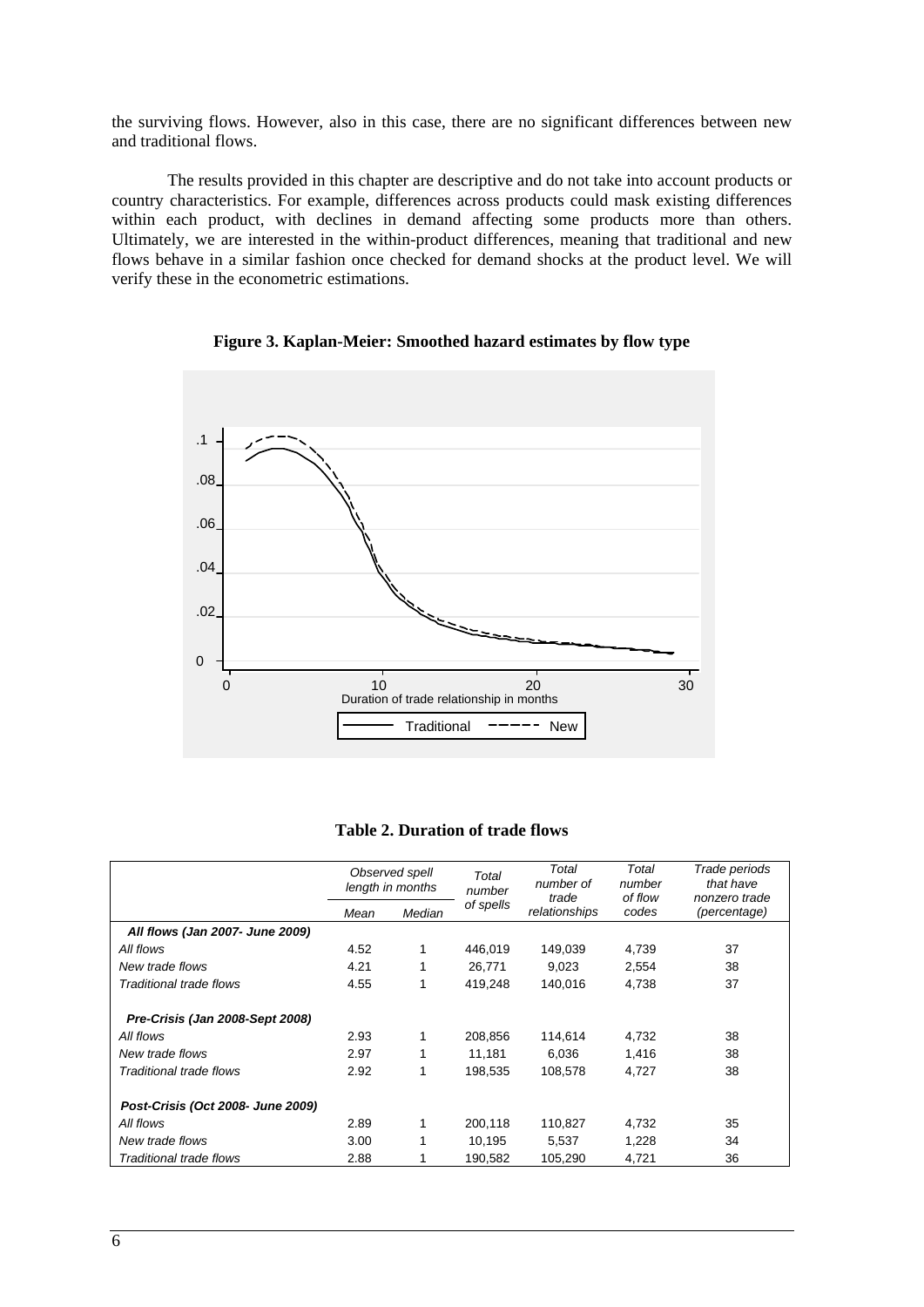the surviving flows. However, also in this case, there are no significant differences between new and traditional flows.

The results provided in this chapter are descriptive and do not take into account products or country characteristics. For example, differences across products could mask existing differences within each product, with declines in demand affecting some products more than others. Ultimately, we are interested in the within-product differences, meaning that traditional and new flows behave in a similar fashion once checked for demand shocks at the product level. We will verify these in the econometric estimations.

**Figure 3. Kaplan-Meier: Smoothed hazard estimates by flow type**

**Table 2. Duration of trade flows**

| | Observed spell length in months | | Total number of spells | Total number of trade relationships | Total number of flow codes | Trade periods that have nonzero trade (percentage) |
|---|---|---|---|---|---|---|
| | Mean | Median | | | | |
| ***All flows (Jan 2007- June 2009)*** | | | | | | |
| *All flows* | 4.52 | 1 | 446,019 | 149,039 | 4,739 | 37 |
| *New trade flows* | 4.21 | 1 | 26,771 | 9,023 | 2,554 | 38 |
| *Traditional trade flows* | 4.55 | 1 | 419,248 | 140,016 | 4,738 | 37 |
| ***Pre-Crisis (Jan 2008-Sept 2008)*** | | | | | | |
| *All flows* | 2.93 | 1 | 208,856 | 114,614 | 4,732 | 38 |
| *New trade flows* | 2.97 | 1 | 11,181 | 6,036 | 1,416 | 38 |
| *Traditional trade flows* | 2.92 | 1 | 198,535 | 108,578 | 4,727 | 38 |
| ***Post-Crisis (Oct 2008- June 2009)*** | | | | | | |
| *All flows* | 2.89 | 1 | 200,118 | 110,827 | 4,732 | 35 |
| *New trade flows* | 3.00 | 1 | 10,195 | 5,537 | 1,228 | 34 |
| *Traditional trade flows* | 2.88 | 1 | 190,582 | 105,290 | 4,721 | 36 |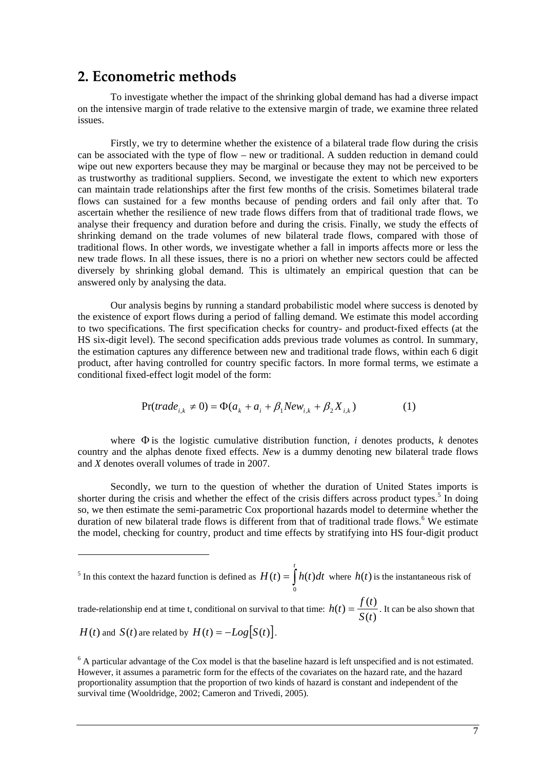## 2. Econometric methods

To investigate whether the impact of the shrinking global demand has had a diverse impact on the intensive margin of trade relative to the extensive margin of trade, we examine three related issues.

Firstly, we try to determine whether the existence of a bilateral trade flow during the crisis can be associated with the type of flow – new or traditional. A sudden reduction in demand could wipe out new exporters because they may be marginal or because they may not be perceived to be as trustworthy as traditional suppliers. Second, we investigate the extent to which new exporters can maintain trade relationships after the first few months of the crisis. Sometimes bilateral trade flows can sustained for a few months because of pending orders and fail only after that. To ascertain whether the resilience of new trade flows differs from that of traditional trade flows, we analyse their frequency and duration before and during the crisis. Finally, we study the effects of shrinking demand on the trade volumes of new bilateral trade flows, compared with those of traditional flows. In other words, we investigate whether a fall in imports affects more or less the new trade flows. In all these issues, there is no a priori on whether new sectors could be affected diversely by shrinking global demand. This is ultimately an empirical question that can be answered only by analysing the data.

Our analysis begins by running a standard probabilistic model where success is denoted by the existence of export flows during a period of falling demand. We estimate this model according to two specifications. The first specification checks for country- and product-fixed effects (at the HS six-digit level). The second specification adds previous trade volumes as control. In summary, the estimation captures any difference between new and traditional trade flows, within each 6 digit product, after having controlled for country specific factors. In more formal terms, we estimate a conditional fixed-effect logit model of the form:

$$\Pr(trade_{i,k} \neq 0) = \Phi(a_k + a_i + \beta_1 New_{i,k} + \beta_2 X_{i,k}) \qquad (1)$$

where $\Phi$ is the logistic cumulative distribution function, *i* denotes products, *k* denotes country and the alphas denote fixed effects. *New* is a dummy denoting new bilateral trade flows and *X* denotes overall volumes of trade in 2007.

Secondly, we turn to the question of whether the duration of United States imports is shorter during the crisis and whether the effect of the crisis differs across product types.[5] In doing so, we then estimate the semi-parametric Cox proportional hazards model to determine whether the duration of new bilateral trade flows is different from that of traditional trade flows.[6] We estimate the model, checking for country, product and time effects by stratifying into HS four-digit product

---

[5] In this context the hazard function is defined as $H(t) = \int_0^t h(t)dt$ where $h(t)$ is the instantaneous risk of trade-relationship end at time t, conditional on survival to that time: $h(t) = \frac{f(t)}{S(t)}$. It can be also shown that $H(t)$ and $S(t)$ are related by $H(t) = -Log[S(t)]$.

[6] A particular advantage of the Cox model is that the baseline hazard is left unspecified and is not estimated. However, it assumes a parametric form for the effects of the covariates on the hazard rate, and the hazard proportionality assumption that the proportion of two kinds of hazard is constant and independent of the survival time (Wooldridge, 2002; Cameron and Trivedi, 2005).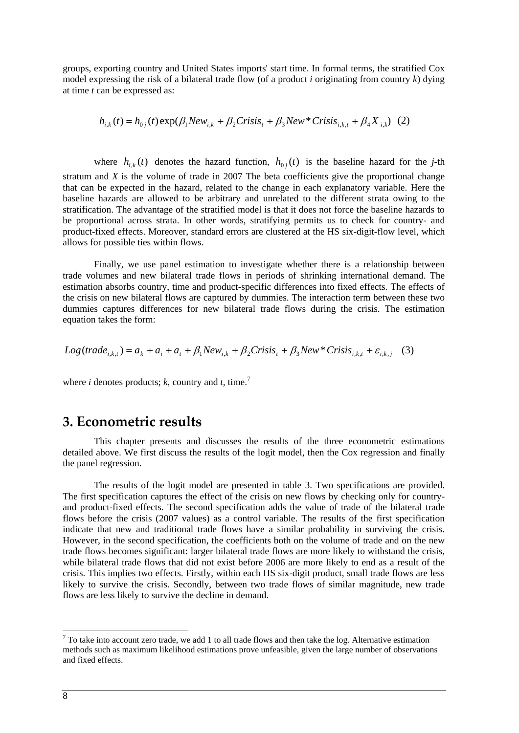groups, exporting country and United States imports' start time. In formal terms, the stratified Cox model expressing the risk of a bilateral trade flow (of a product *i* originating from country *k*) dying at time *t* can be expressed as:

$$h_{i,k}(t) = h_{0j}(t)\exp(\beta_1 New_{i,k} + \beta_2 Crisis_t + \beta_3 New*Crisis_{i,k,t} + \beta_4 X_{i,k}) \quad (2)$$

where $h_{i,k}(t)$ denotes the hazard function, $h_{0j}(t)$ is the baseline hazard for the *j*-th stratum and *X* is the volume of trade in 2007 The beta coefficients give the proportional change that can be expected in the hazard, related to the change in each explanatory variable. Here the baseline hazards are allowed to be arbitrary and unrelated to the different strata owing to the stratification. The advantage of the stratified model is that it does not force the baseline hazards to be proportional across strata. In other words, stratifying permits us to check for country- and product-fixed effects. Moreover, standard errors are clustered at the HS six-digit-flow level, which allows for possible ties within flows.

Finally, we use panel estimation to investigate whether there is a relationship between trade volumes and new bilateral trade flows in periods of shrinking international demand. The estimation absorbs country, time and product-specific differences into fixed effects. The effects of the crisis on new bilateral flows are captured by dummies. The interaction term between these two dummies captures differences for new bilateral trade flows during the crisis. The estimation equation takes the form:

$$Log(trade_{i,k,t}) = a_k + a_i + a_t + \beta_1 New_{i,k} + \beta_2 Crisis_t + \beta_3 New*Crisis_{i,k,t} + \varepsilon_{i,k,j} \quad (3)$$

where *i* denotes products; *k*, country and *t*, time.[7]

## 3. Econometric results

This chapter presents and discusses the results of the three econometric estimations detailed above. We first discuss the results of the logit model, then the Cox regression and finally the panel regression.

The results of the logit model are presented in table 3. Two specifications are provided. The first specification captures the effect of the crisis on new flows by checking only for country- and product-fixed effects. The second specification adds the value of trade of the bilateral trade flows before the crisis (2007 values) as a control variable. The results of the first specification indicate that new and traditional trade flows have a similar probability in surviving the crisis. However, in the second specification, the coefficients both on the volume of trade and on the new trade flows becomes significant: larger bilateral trade flows are more likely to withstand the crisis, while bilateral trade flows that did not exist before 2006 are more likely to end as a result of the crisis. This implies two effects. Firstly, within each HS six-digit product, small trade flows are less likely to survive the crisis. Secondly, between two trade flows of similar magnitude, new trade flows are less likely to survive the decline in demand.

[7] To take into account zero trade, we add 1 to all trade flows and then take the log. Alternative estimation methods such as maximum likelihood estimations prove unfeasible, given the large number of observations and fixed effects.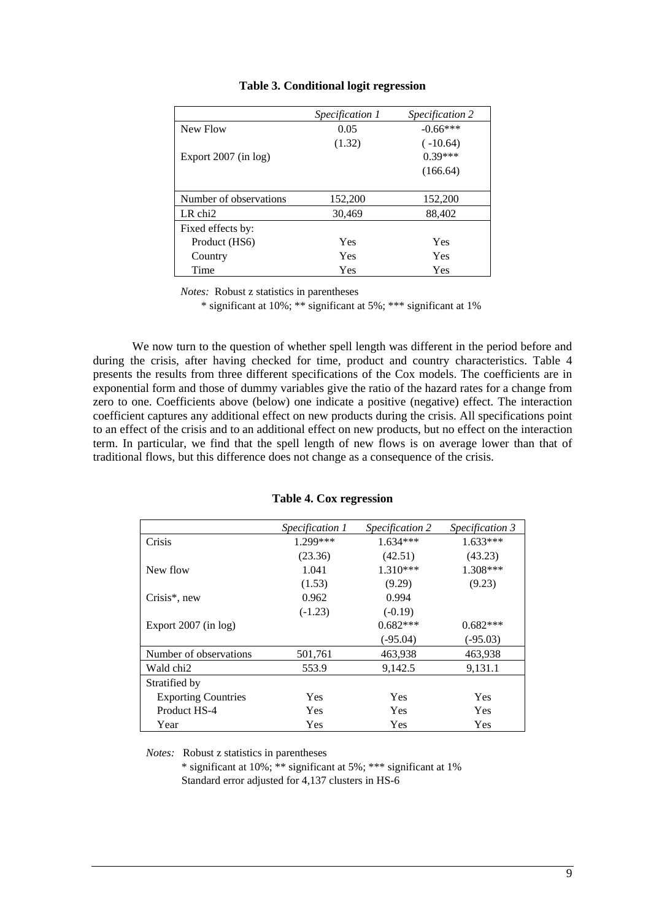**Table 3. Conditional logit regression**

| | *Specification 1* | *Specification 2* |
|---|---|---|
| New Flow | 0.05 | -0.66*** |
| | (1.32) | ( -10.64) |
| Export 2007 (in log) | | 0.39*** |
| | | (166.64) |
| Number of observations | 152,200 | 152,200 |
| LR chi2 | 30,469 | 88,402 |
| Fixed effects by: | | |
| Product (HS6) | Yes | Yes |
| Country | Yes | Yes |
| Time | Yes | Yes |

*Notes:* Robust z statistics in parentheses
\* significant at 10%; ** significant at 5%; *** significant at 1%

We now turn to the question of whether spell length was different in the period before and during the crisis, after having checked for time, product and country characteristics. Table 4 presents the results from three different specifications of the Cox models. The coefficients are in exponential form and those of dummy variables give the ratio of the hazard rates for a change from zero to one. Coefficients above (below) one indicate a positive (negative) effect. The interaction coefficient captures any additional effect on new products during the crisis. All specifications point to an effect of the crisis and to an additional effect on new products, but no effect on the interaction term. In particular, we find that the spell length of new flows is on average lower than that of traditional flows, but this difference does not change as a consequence of the crisis.

**Table 4. Cox regression**

| | *Specification 1* | *Specification 2* | *Specification 3* |
|---|---|---|---|
| Crisis | 1.299*** | 1.634*** | 1.633*** |
| | (23.36) | (42.51) | (43.23) |
| New flow | 1.041 | 1.310*** | 1.308*** |
| | (1.53) | (9.29) | (9.23) |
| Crisis*, new | 0.962 | 0.994 | |
| | (-1.23) | (-0.19) | |
| Export 2007 (in log) | | 0.682*** | 0.682*** |
| | | (-95.04) | (-95.03) |
| Number of observations | 501,761 | 463,938 | 463,938 |
| Wald chi2 | 553.9 | 9,142.5 | 9,131.1 |
| Stratified by | | | |
| Exporting Countries | Yes | Yes | Yes |
| Product HS-4 | Yes | Yes | Yes |
| Year | Yes | Yes | Yes |

*Notes:* Robust z statistics in parentheses
\* significant at 10%; ** significant at 5%; *** significant at 1%
Standard error adjusted for 4,137 clusters in HS-6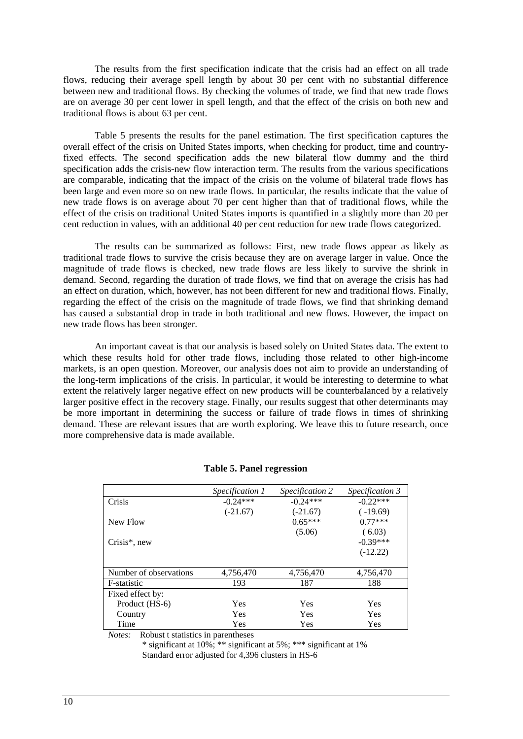The results from the first specification indicate that the crisis had an effect on all trade flows, reducing their average spell length by about 30 per cent with no substantial difference between new and traditional flows. By checking the volumes of trade, we find that new trade flows are on average 30 per cent lower in spell length, and that the effect of the crisis on both new and traditional flows is about 63 per cent.

Table 5 presents the results for the panel estimation. The first specification captures the overall effect of the crisis on United States imports, when checking for product, time and country-fixed effects. The second specification adds the new bilateral flow dummy and the third specification adds the crisis-new flow interaction term. The results from the various specifications are comparable, indicating that the impact of the crisis on the volume of bilateral trade flows has been large and even more so on new trade flows. In particular, the results indicate that the value of new trade flows is on average about 70 per cent higher than that of traditional flows, while the effect of the crisis on traditional United States imports is quantified in a slightly more than 20 per cent reduction in values, with an additional 40 per cent reduction for new trade flows categorized.

The results can be summarized as follows: First, new trade flows appear as likely as traditional trade flows to survive the crisis because they are on average larger in value. Once the magnitude of trade flows is checked, new trade flows are less likely to survive the shrink in demand. Second, regarding the duration of trade flows, we find that on average the crisis has had an effect on duration, which, however, has not been different for new and traditional flows. Finally, regarding the effect of the crisis on the magnitude of trade flows, we find that shrinking demand has caused a substantial drop in trade in both traditional and new flows. However, the impact on new trade flows has been stronger.

An important caveat is that our analysis is based solely on United States data. The extent to which these results hold for other trade flows, including those related to other high-income markets, is an open question. Moreover, our analysis does not aim to provide an understanding of the long-term implications of the crisis. In particular, it would be interesting to determine to what extent the relatively larger negative effect on new products will be counterbalanced by a relatively larger positive effect in the recovery stage. Finally, our results suggest that other determinants may be more important in determining the success or failure of trade flows in times of shrinking demand. These are relevant issues that are worth exploring. We leave this to future research, once more comprehensive data is made available.

**Table 5. Panel regression**

| | *Specification 1* | *Specification 2* | *Specification 3* |
|---|---|---|---|
| Crisis | -0.24*** | -0.24*** | -0.22*** |
| | (-21.67) | (-21.67) | ( -19.69) |
| New Flow | | 0.65*** | 0.77*** |
| | | (5.06) | ( 6.03) |
| Crisis*, new | | | -0.39*** |
| | | | (-12.22) |
| Number of observations | 4,756,470 | 4,756,470 | 4,756,470 |
| F-statistic | 193 | 187 | 188 |
| Fixed effect by: | | | |
| Product (HS-6) | Yes | Yes | Yes |
| Country | Yes | Yes | Yes |
| Time | Yes | Yes | Yes |

*Notes:* Robust t statistics in parentheses
* significant at 10%; ** significant at 5%; *** significant at 1%
Standard error adjusted for 4,396 clusters in HS-6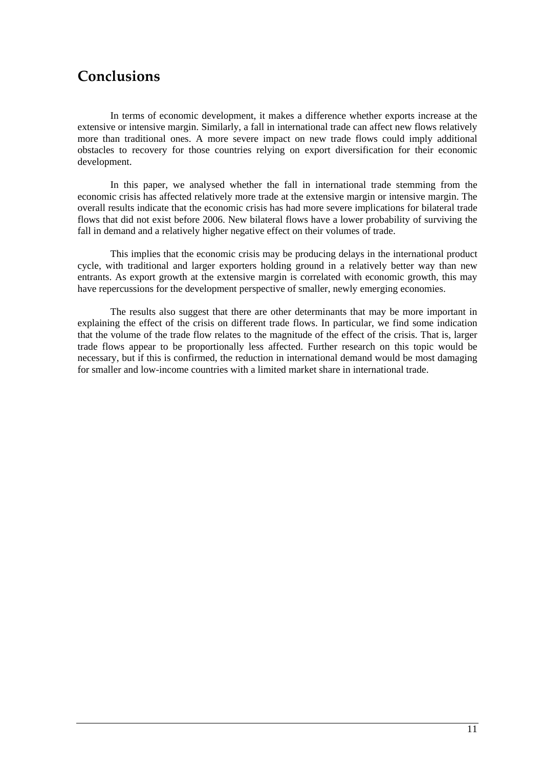# Conclusions

In terms of economic development, it makes a difference whether exports increase at the extensive or intensive margin. Similarly, a fall in international trade can affect new flows relatively more than traditional ones. A more severe impact on new trade flows could imply additional obstacles to recovery for those countries relying on export diversification for their economic development.

In this paper, we analysed whether the fall in international trade stemming from the economic crisis has affected relatively more trade at the extensive margin or intensive margin. The overall results indicate that the economic crisis has had more severe implications for bilateral trade flows that did not exist before 2006. New bilateral flows have a lower probability of surviving the fall in demand and a relatively higher negative effect on their volumes of trade.

This implies that the economic crisis may be producing delays in the international product cycle, with traditional and larger exporters holding ground in a relatively better way than new entrants. As export growth at the extensive margin is correlated with economic growth, this may have repercussions for the development perspective of smaller, newly emerging economies.

The results also suggest that there are other determinants that may be more important in explaining the effect of the crisis on different trade flows. In particular, we find some indication that the volume of the trade flow relates to the magnitude of the effect of the crisis. That is, larger trade flows appear to be proportionally less affected. Further research on this topic would be necessary, but if this is confirmed, the reduction in international demand would be most damaging for smaller and low-income countries with a limited market share in international trade.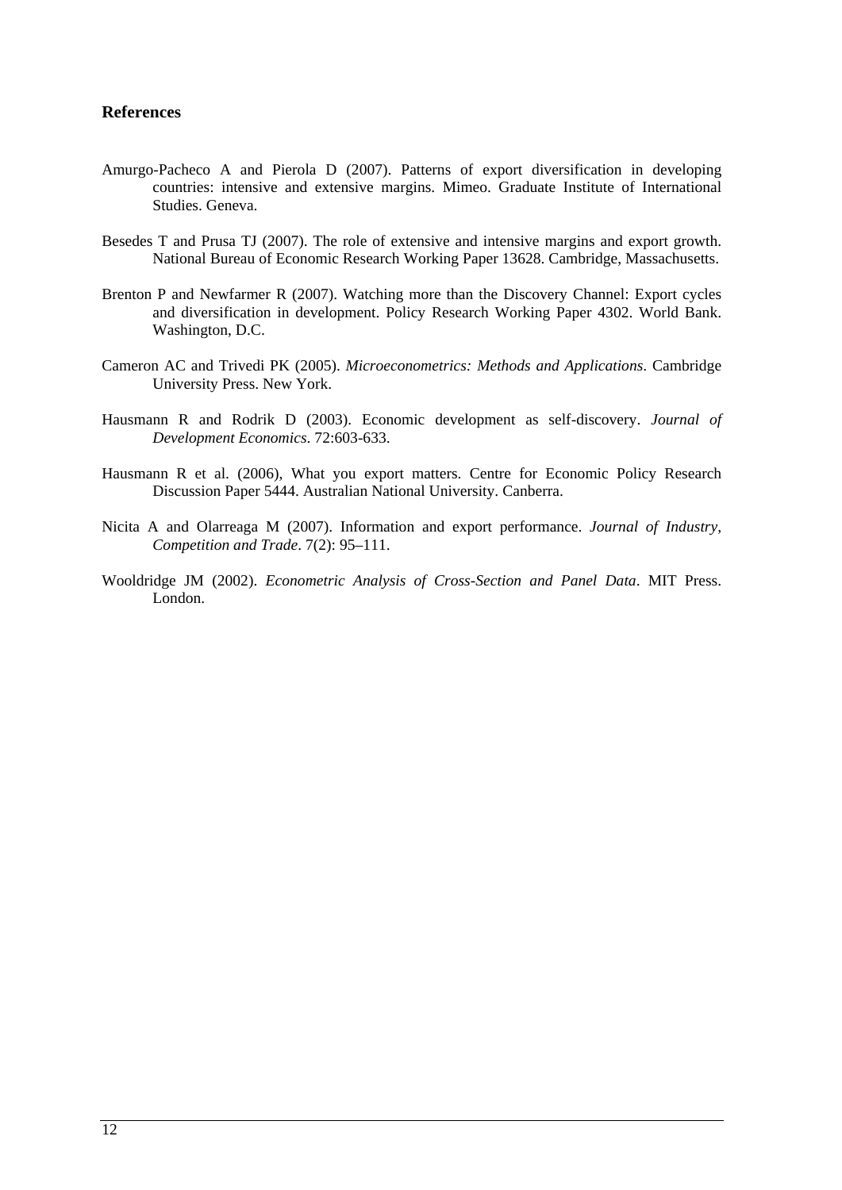## References

Amurgo-Pacheco A and Pierola D (2007). Patterns of export diversification in developing countries: intensive and extensive margins. Mimeo. Graduate Institute of International Studies. Geneva.

Besedes T and Prusa TJ (2007). The role of extensive and intensive margins and export growth. National Bureau of Economic Research Working Paper 13628. Cambridge, Massachusetts.

Brenton P and Newfarmer R (2007). Watching more than the Discovery Channel: Export cycles and diversification in development. Policy Research Working Paper 4302. World Bank. Washington, D.C.

Cameron AC and Trivedi PK (2005). *Microeconometrics: Methods and Applications*. Cambridge University Press. New York.

Hausmann R and Rodrik D (2003). Economic development as self-discovery. *Journal of Development Economics*. 72:603-633.

Hausmann R et al. (2006), What you export matters. Centre for Economic Policy Research Discussion Paper 5444. Australian National University. Canberra.

Nicita A and Olarreaga M (2007). Information and export performance. *Journal of Industry, Competition and Trade*. 7(2): 95–111.

Wooldridge JM (2002). *Econometric Analysis of Cross-Section and Panel Data*. MIT Press. London.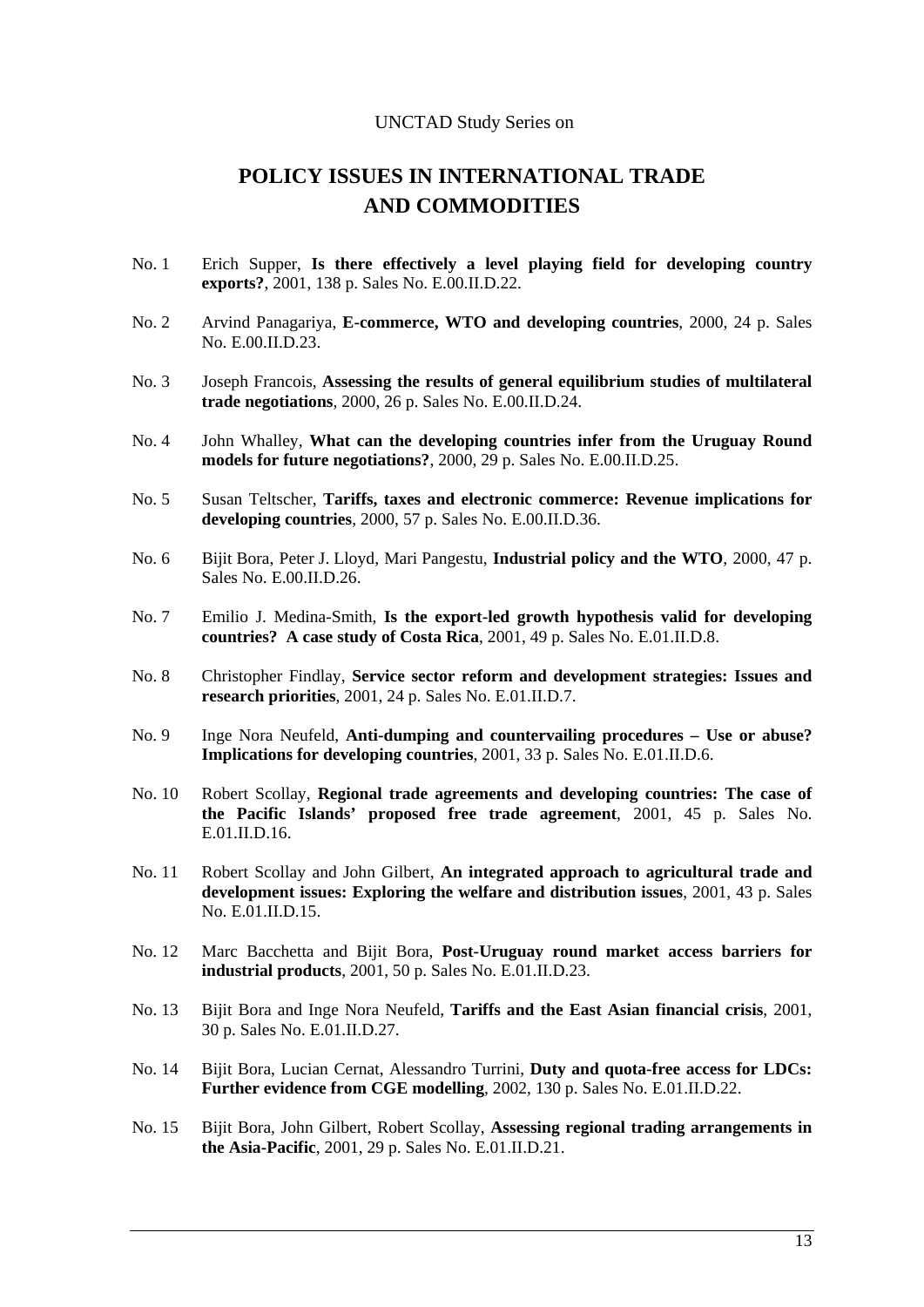UNCTAD Study Series on

# POLICY ISSUES IN INTERNATIONAL TRADE AND COMMODITIES

No. 1 Erich Supper, **Is there effectively a level playing field for developing country exports?**, 2001, 138 p. Sales No. E.00.II.D.22.

No. 2 Arvind Panagariya, **E-commerce, WTO and developing countries**, 2000, 24 p. Sales No. E.00.II.D.23.

No. 3 Joseph Francois, **Assessing the results of general equilibrium studies of multilateral trade negotiations**, 2000, 26 p. Sales No. E.00.II.D.24.

No. 4 John Whalley, **What can the developing countries infer from the Uruguay Round models for future negotiations?**, 2000, 29 p. Sales No. E.00.II.D.25.

No. 5 Susan Teltscher, **Tariffs, taxes and electronic commerce: Revenue implications for developing countries**, 2000, 57 p. Sales No. E.00.II.D.36.

No. 6 Bijit Bora, Peter J. Lloyd, Mari Pangestu, **Industrial policy and the WTO**, 2000, 47 p. Sales No. E.00.II.D.26.

No. 7 Emilio J. Medina-Smith, **Is the export-led growth hypothesis valid for developing countries? A case study of Costa Rica**, 2001, 49 p. Sales No. E.01.II.D.8.

No. 8 Christopher Findlay, **Service sector reform and development strategies: Issues and research priorities**, 2001, 24 p. Sales No. E.01.II.D.7.

No. 9 Inge Nora Neufeld, **Anti-dumping and countervailing procedures – Use or abuse? Implications for developing countries**, 2001, 33 p. Sales No. E.01.II.D.6.

No. 10 Robert Scollay, **Regional trade agreements and developing countries: The case of the Pacific Islands' proposed free trade agreement**, 2001, 45 p. Sales No. E.01.II.D.16.

No. 11 Robert Scollay and John Gilbert, **An integrated approach to agricultural trade and development issues: Exploring the welfare and distribution issues**, 2001, 43 p. Sales No. E.01.II.D.15.

No. 12 Marc Bacchetta and Bijit Bora, **Post-Uruguay round market access barriers for industrial products**, 2001, 50 p. Sales No. E.01.II.D.23.

No. 13 Bijit Bora and Inge Nora Neufeld, **Tariffs and the East Asian financial crisis**, 2001, 30 p. Sales No. E.01.II.D.27.

No. 14 Bijit Bora, Lucian Cernat, Alessandro Turrini, **Duty and quota-free access for LDCs: Further evidence from CGE modelling**, 2002, 130 p. Sales No. E.01.II.D.22.

No. 15 Bijit Bora, John Gilbert, Robert Scollay, **Assessing regional trading arrangements in the Asia-Pacific**, 2001, 29 p. Sales No. E.01.II.D.21.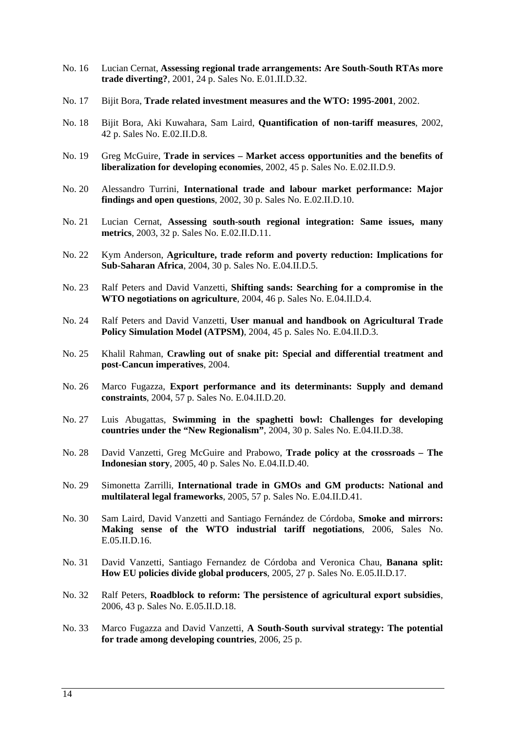No. 16 Lucian Cernat, **Assessing regional trade arrangements: Are South-South RTAs more trade diverting?**, 2001, 24 p. Sales No. E.01.II.D.32.

No. 17 Bijit Bora, **Trade related investment measures and the WTO: 1995-2001**, 2002.

No. 18 Bijit Bora, Aki Kuwahara, Sam Laird, **Quantification of non-tariff measures**, 2002, 42 p. Sales No. E.02.II.D.8.

No. 19 Greg McGuire, **Trade in services – Market access opportunities and the benefits of liberalization for developing economies**, 2002, 45 p. Sales No. E.02.II.D.9.

No. 20 Alessandro Turrini, **International trade and labour market performance: Major findings and open questions**, 2002, 30 p. Sales No. E.02.II.D.10.

No. 21 Lucian Cernat, **Assessing south-south regional integration: Same issues, many metrics**, 2003, 32 p. Sales No. E.02.II.D.11.

No. 22 Kym Anderson, **Agriculture, trade reform and poverty reduction: Implications for Sub-Saharan Africa**, 2004, 30 p. Sales No. E.04.II.D.5.

No. 23 Ralf Peters and David Vanzetti, **Shifting sands: Searching for a compromise in the WTO negotiations on agriculture**, 2004, 46 p. Sales No. E.04.II.D.4.

No. 24 Ralf Peters and David Vanzetti, **User manual and handbook on Agricultural Trade Policy Simulation Model (ATPSM)**, 2004, 45 p. Sales No. E.04.II.D.3.

No. 25 Khalil Rahman, **Crawling out of snake pit: Special and differential treatment and post-Cancun imperatives**, 2004.

No. 26 Marco Fugazza, **Export performance and its determinants: Supply and demand constraints**, 2004, 57 p. Sales No. E.04.II.D.20.

No. 27 Luis Abugattas, **Swimming in the spaghetti bowl: Challenges for developing countries under the "New Regionalism"**, 2004, 30 p. Sales No. E.04.II.D.38.

No. 28 David Vanzetti, Greg McGuire and Prabowo, **Trade policy at the crossroads – The Indonesian story**, 2005, 40 p. Sales No. E.04.II.D.40.

No. 29 Simonetta Zarrilli, **International trade in GMOs and GM products: National and multilateral legal frameworks**, 2005, 57 p. Sales No. E.04.II.D.41.

No. 30 Sam Laird, David Vanzetti and Santiago Fernández de Córdoba, **Smoke and mirrors: Making sense of the WTO industrial tariff negotiations**, 2006, Sales No. E.05.II.D.16.

No. 31 David Vanzetti, Santiago Fernandez de Córdoba and Veronica Chau, **Banana split: How EU policies divide global producers**, 2005, 27 p. Sales No. E.05.II.D.17.

No. 32 Ralf Peters, **Roadblock to reform: The persistence of agricultural export subsidies**, 2006, 43 p. Sales No. E.05.II.D.18.

No. 33 Marco Fugazza and David Vanzetti, **A South-South survival strategy: The potential for trade among developing countries**, 2006, 25 p.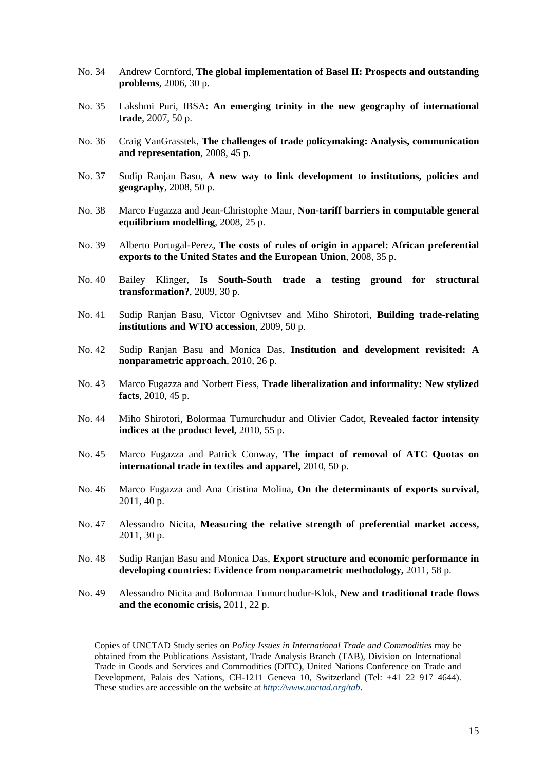No. 34 Andrew Cornford, **The global implementation of Basel II: Prospects and outstanding problems**, 2006, 30 p.

No. 35 Lakshmi Puri, IBSA: **An emerging trinity in the new geography of international trade**, 2007, 50 p.

No. 36 Craig VanGrasstek, **The challenges of trade policymaking: Analysis, communication and representation**, 2008, 45 p.

No. 37 Sudip Ranjan Basu, **A new way to link development to institutions, policies and geography**, 2008, 50 p.

No. 38 Marco Fugazza and Jean-Christophe Maur, **Non-tariff barriers in computable general equilibrium modelling**, 2008, 25 p.

No. 39 Alberto Portugal-Perez, **The costs of rules of origin in apparel: African preferential exports to the United States and the European Union**, 2008, 35 p.

No. 40 Bailey Klinger, **Is South-South trade a testing ground for structural transformation?**, 2009, 30 p.

No. 41 Sudip Ranjan Basu, Victor Ognivtsev and Miho Shirotori, **Building trade-relating institutions and WTO accession**, 2009, 50 p.

No. 42 Sudip Ranjan Basu and Monica Das, **Institution and development revisited: A nonparametric approach**, 2010, 26 p.

No. 43 Marco Fugazza and Norbert Fiess, **Trade liberalization and informality: New stylized facts**, 2010, 45 p.

No. 44 Miho Shirotori, Bolormaa Tumurchudur and Olivier Cadot, **Revealed factor intensity indices at the product level,** 2010, 55 p.

No. 45 Marco Fugazza and Patrick Conway, **The impact of removal of ATC Quotas on international trade in textiles and apparel,** 2010, 50 p.

No. 46 Marco Fugazza and Ana Cristina Molina, **On the determinants of exports survival,** 2011, 40 p.

No. 47 Alessandro Nicita, **Measuring the relative strength of preferential market access,** 2011, 30 p.

No. 48 Sudip Ranjan Basu and Monica Das, **Export structure and economic performance in developing countries: Evidence from nonparametric methodology,** 2011, 58 p.

No. 49 Alessandro Nicita and Bolormaa Tumurchudur-Klok, **New and traditional trade flows and the economic crisis,** 2011, 22 p.

Copies of UNCTAD Study series on *Policy Issues in International Trade and Commodities* may be obtained from the Publications Assistant, Trade Analysis Branch (TAB), Division on International Trade in Goods and Services and Commodities (DITC), United Nations Conference on Trade and Development, Palais des Nations, CH-1211 Geneva 10, Switzerland (Tel: +41 22 917 4644). These studies are accessible on the website at *http://www.unctad.org/tab*.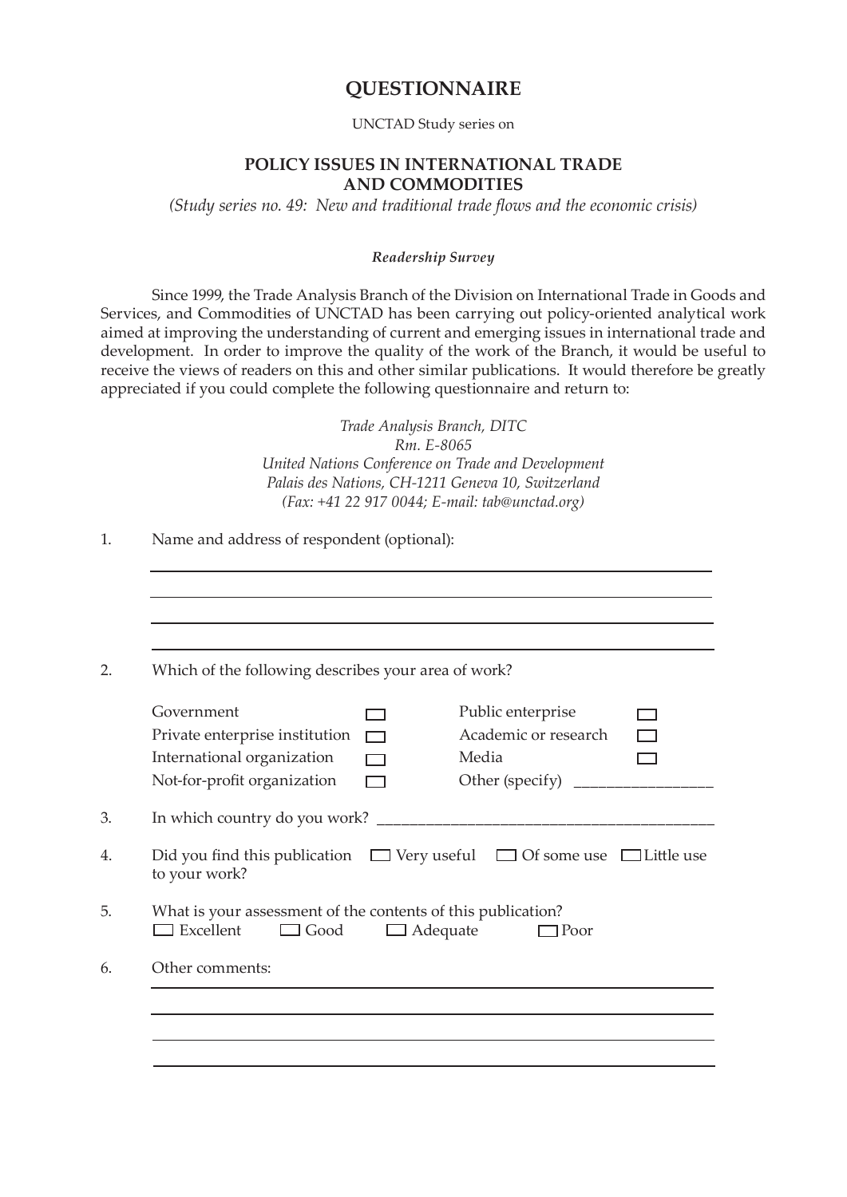# QUESTIONNAIRE

UNCTAD Study series on

## POLICY ISSUES IN INTERNATIONAL TRADE AND COMMODITIES

*(Study series no. 49: New and traditional trade flows and the economic crisis)*

***Readership Survey***

Since 1999, the Trade Analysis Branch of the Division on International Trade in Goods and Services, and Commodities of UNCTAD has been carrying out policy-oriented analytical work aimed at improving the understanding of current and emerging issues in international trade and development. In order to improve the quality of the work of the Branch, it would be useful to receive the views of readers on this and other similar publications. It would therefore be greatly appreciated if you could complete the following questionnaire and return to:

*Trade Analysis Branch, DITC*
*Rm. E-8065*
*United Nations Conference on Trade and Development*
*Palais des Nations, CH-1211 Geneva 10, Switzerland*
*(Fax: +41 22 917 0044; E-mail: tab@unctad.org)*

1. Name and address of respondent (optional):

____________________________________________

____________________________________________

____________________________________________

____________________________________________

2. Which of the following describes your area of work?

| | | | |
|---|---|---|---|
| Government | ☐ | Public enterprise | ☐ |
| Private enterprise institution | ☐ | Academic or research | ☐ |
| International organization | ☐ | Media | ☐ |
| Not-for-profit organization | ☐ | Other (specify) ________________ | |

3. In which country do you work? ________________________________________

4. Did you find this publication to your work? ☐ Very useful ☐ Of some use ☐ Little use

5. What is your assessment of the contents of this publication?
☐ Excellent ☐ Good ☐ Adequate ☐ Poor

6. Other comments:

____________________________________________

____________________________________________

____________________________________________

____________________________________________